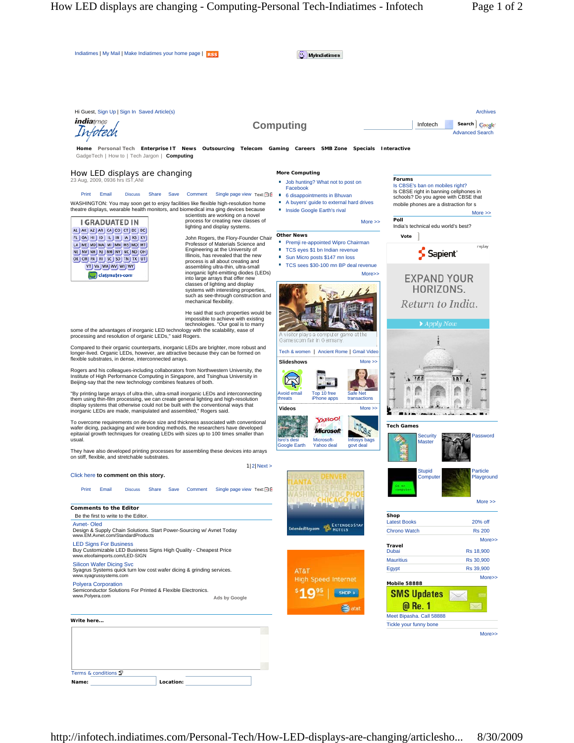Indiatimes | My Mail | Make Indiatimes your home page | RSS

Hi Guest, Sign Up | Sign In Saved Article(s)

Archives

indiatimes Infotech

Computing

Infotech Search Advanced Search

Home Personal Tech Enterprise IT News Outsourcing Telecom Gaming Careers SMB Zone Specials Interactive

GadgeTech | How to | Tech Jargon | Computing

# How LED displays are changing

23 Aug, 2009, 0936 hrs IST,ANI

Print Email Discuss Share Save Comment Single page view Text:

WASHINGTON: You may soon get to enjoy facilities like flexible high-resolution home theatre displays, wearable health monitors, and biomedical imaging devices because scientists are working on a novel process for creating new classes of lighting and display systems.

John Rogers, the Flory-Founder Chair Professor of Materials Science and Engineering at the University of Illinois, has revealed that the new process is all about creating and assembling ultra-thin, ultra-small inorganic light-emitting diodes (LEDs) into large arrays that offer new classes of lighting and display systems with interesting properties, such as see-through construction and mechanical flexibility.

He said that such properties would be impossible to achieve with existing technologies. "Our goal is to marry some of the advantages of inorganic LED technology with the scalability, ease of processing and resolution of organic LEDs," said Rogers.

Compared to their organic counterparts, inorganic LEDs are brighter, more robust and longer-lived. Organic LEDs, however, are attractive because they can be formed on flexible substrates, in dense, interconnected arrays.

Rogers and his colleagues-including collaborators from Northwestern University, the Institute of High Performance Computing in Singapore, and Tsinghua University in Beijing-say that the new technology combines features of both.

"By printing large arrays of ultra-thin, ultra-small inorganic LEDs and interconnecting them using thin-film processing, we can create general lighting and high-resolution display systems that otherwise could not be built with the conventional ways that inorganic LEDs are made, manipulated and assembled," Rogers said.

To overcome requirements on device size and thickness associated with conventional wafer dicing, packaging and wire bonding methods, the researchers have developed epitaxial growth techniques for creating LEDs with sizes up to 100 times smaller than usual.

They have also developed printing processes for assembling these devices into arrays on stiff, flexible, and stretchable substrates.

1 | 2 | Next >

Click here **to comment on this story.**

Print Email Discuss Share Save Comment Single page view Text:

**Comments to the Editor**

Be the first to write to the Editor.

Avnet- Oled
Design & Supply Chain Solutions. Start Power-Sourcing w/ Avnet Today
www.EM.Avnet.com/StandardProducts

LED Signs For Business
Buy Customizable LED Business Signs High Quality - Cheapest Price
www.eloofaimports.com/LED-SIGN

Silicon Wafer Dicing Svc
Syagrus Systems quick turn low cost wafer dicing & grinding services.
www.syagrussystems.com

Polyera Corporation
Semiconductor Solutions For Printed & Flexible Electronics.
www.Polyera.com

Ads by Google

**Write here...**

Terms & conditions

**Name:** **Location:**

**More Computing**

- Job hunting? What not to post on Facebook
- 6 disappointments in Bhuvan
- A buyers' guide to external hard drives
- Inside Google Earth's rival

More >>

**Other News**

- Premji re-appointed Wipro Chairman
- TCS eyes $1 bn Indian revenue
- Sun Micro posts $147 mn loss
- TCS sees $30-100 mn BP deal revenue

More>>

A visitor plays a computer game at the Gamescom fair in Germany.

Tech & women | Ancient Rome | Gmail Video

**Slideshows** More >>

Avoid email threats | Top 10 free iPhone apps | Safe Net transactions

**Videos** More >>

Isro's desi Google Earth | Microsoft-Yahoo deal | Infosys bags govt deal

**Forums**

Is CBSE's ban on mobiles right?
Is CBSE right in banning cellphones in schools? Do you agree with CBSE that mobile phones are a distraction for s

More >>

**Poll**

India's technical edu world's best?

Vote

**Tech Games**

Security Master | Password | Stupid Computer | Particle Playground

More >>

**Shop**

| | |
|---|---|
| Latest Books | 20% off |
| Chrono Watch | Rs 200 |

More>>

**Travel**

| | |
|---|---|
| Dubai | Rs 18,900 |
| Mauritius | Rs 30,900 |
| Egypt | Rs 39,900 |

More>>

**Mobile 58888**

SMS Updates @ Re. 1

Meet Bipasha. Call 58888

Tickle your funny bone

More>>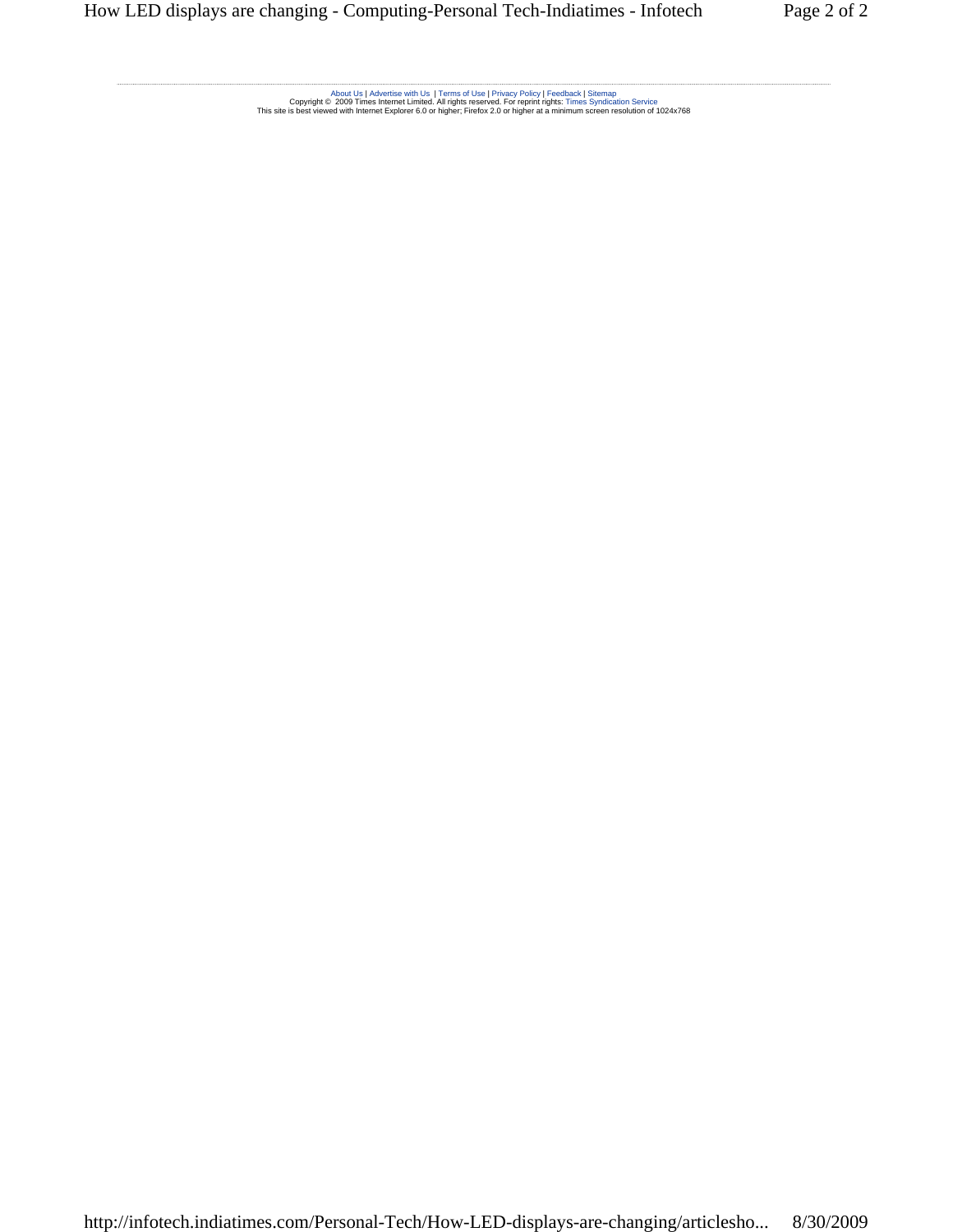About Us | Advertise with Us | Terms of Use | Privacy Policy | Feedback | Sitemap
Copyright © 2009 Times Internet Limited. All rights reserved. For reprint rights: Times Syndication Service
This site is best viewed with Internet Explorer 6.0 or higher; Firefox 2.0 or higher at a minimum screen resolution of 1024x768